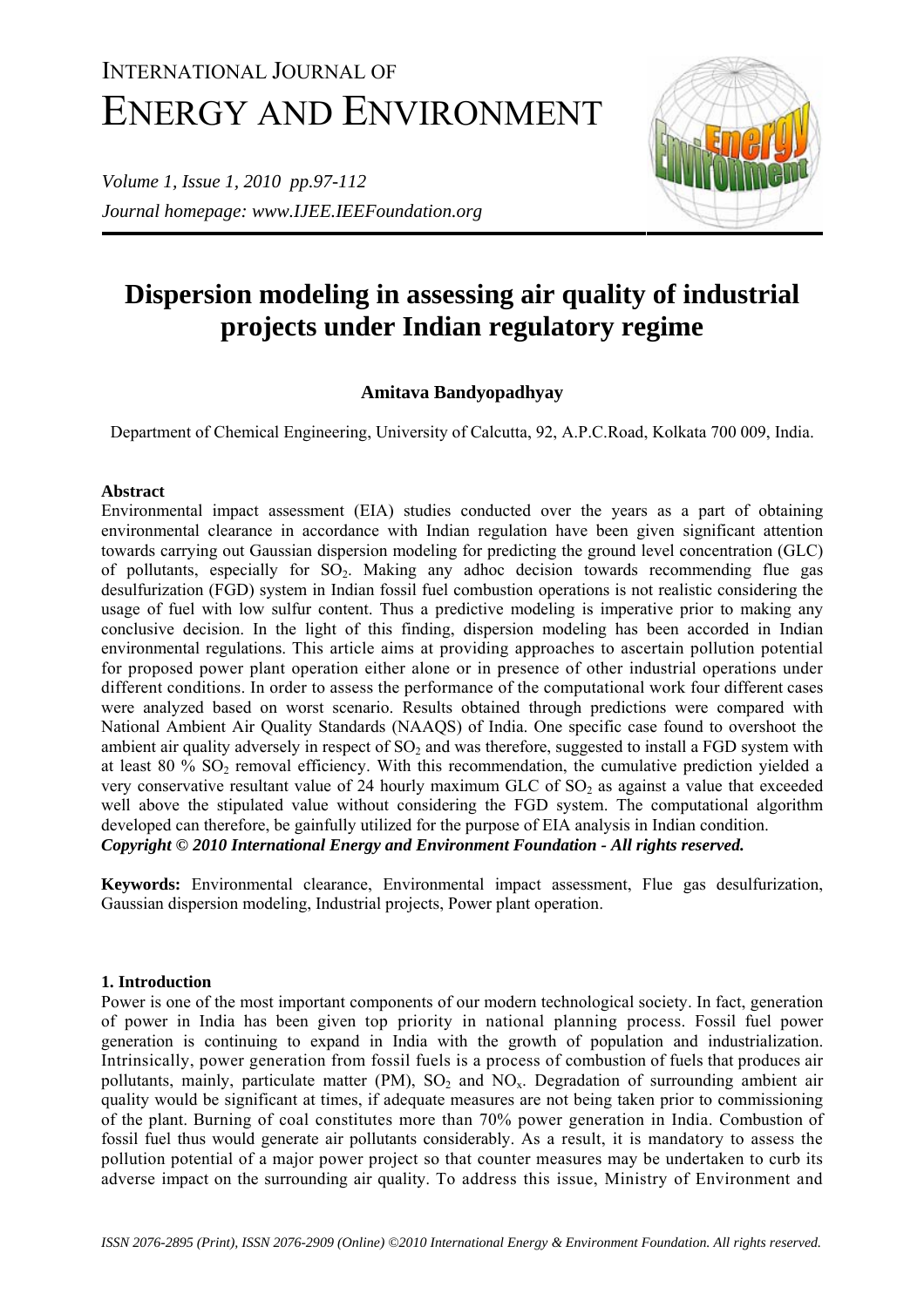# INTERNATIONAL JOURNAL OF ENERGY AND ENVIRONMENT

*Journal homepage: www.IJEE.IEEFoundation.org*

# Dispersion modeling in assessing air quality of industrial projects under Indian regulatory regime

**Amitava Bandyopadhyay**

Department of Chemical Engineering, University of Calcutta, 92, A.P.C.Road, Kolkata 700 009, India.

## Abstract

Environmental impact assessment (EIA) studies conducted over the years as a part of obtaining environmental clearance in accordance with Indian regulation have been given significant attention towards carrying out Gaussian dispersion modeling for predicting the ground level concentration (GLC) of pollutants, especially for $SO_2$. Making any adhoc decision towards recommending flue gas desulfurization (FGD) system in Indian fossil fuel combustion operations is not realistic considering the usage of fuel with low sulfur content. Thus a predictive modeling is imperative prior to making any conclusive decision. In the light of this finding, dispersion modeling has been accorded in Indian environmental regulations. This article aims at providing approaches to ascertain pollution potential for proposed power plant operation either alone or in presence of other industrial operations under different conditions. In order to assess the performance of the computational work four different cases were analyzed based on worst scenario. Results obtained through predictions were compared with National Ambient Air Quality Standards (NAAQS) of India. One specific case found to overshoot the ambient air quality adversely in respect of $SO_2$ and was therefore, suggested to install a FGD system with at least 80 % $SO_2$ removal efficiency. With this recommendation, the cumulative prediction yielded a very conservative resultant value of 24 hourly maximum GLC of $SO_2$ as against a value that exceeded well above the stipulated value without considering the FGD system. The computational algorithm developed can therefore, be gainfully utilized for the purpose of EIA analysis in Indian condition.
***Copyright © 2010 International Energy and Environment Foundation - All rights reserved.***

**Keywords:** Environmental clearance, Environmental impact assessment, Flue gas desulfurization, Gaussian dispersion modeling, Industrial projects, Power plant operation.

## 1. Introduction

Power is one of the most important components of our modern technological society. In fact, generation of power in India has been given top priority in national planning process. Fossil fuel power generation is continuing to expand in India with the growth of population and industrialization. Intrinsically, power generation from fossil fuels is a process of combustion of fuels that produces air pollutants, mainly, particulate matter (PM), $SO_2$ and $NO_x$. Degradation of surrounding ambient air quality would be significant at times, if adequate measures are not being taken prior to commissioning of the plant. Burning of coal constitutes more than 70% power generation in India. Combustion of fossil fuel thus would generate air pollutants considerably. As a result, it is mandatory to assess the pollution potential of a major power project so that counter measures may be undertaken to curb its adverse impact on the surrounding air quality. To address this issue, Ministry of Environment and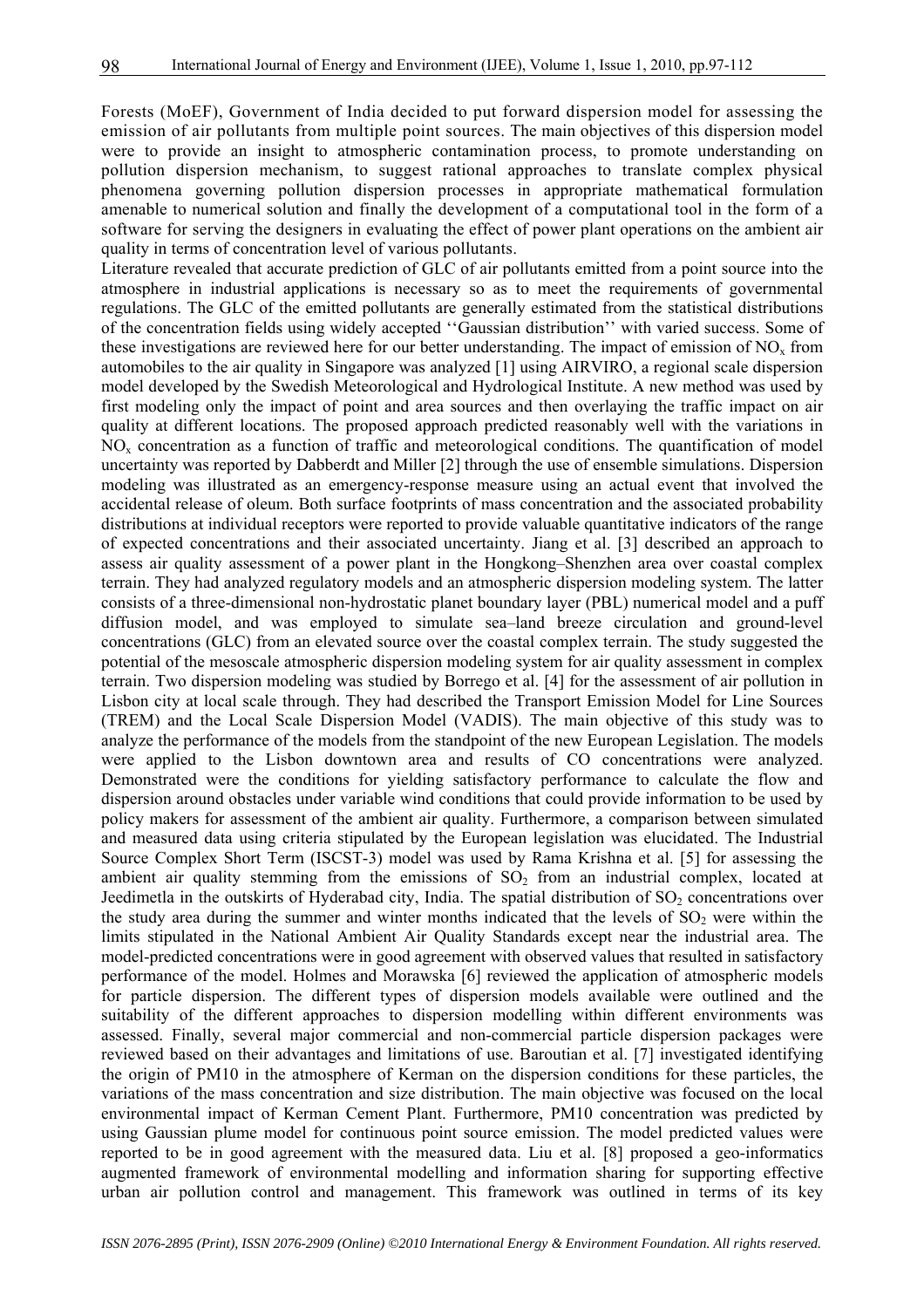Forests (MoEF), Government of India decided to put forward dispersion model for assessing the emission of air pollutants from multiple point sources. The main objectives of this dispersion model were to provide an insight to atmospheric contamination process, to promote understanding on pollution dispersion mechanism, to suggest rational approaches to translate complex physical phenomena governing pollution dispersion processes in appropriate mathematical formulation amenable to numerical solution and finally the development of a computational tool in the form of a software for serving the designers in evaluating the effect of power plant operations on the ambient air quality in terms of concentration level of various pollutants.

Literature revealed that accurate prediction of GLC of air pollutants emitted from a point source into the atmosphere in industrial applications is necessary so as to meet the requirements of governmental regulations. The GLC of the emitted pollutants are generally estimated from the statistical distributions of the concentration fields using widely accepted ''Gaussian distribution'' with varied success. Some of these investigations are reviewed here for our better understanding. The impact of emission of $NO_x$ from automobiles to the air quality in Singapore was analyzed [1] using AIRVIRO, a regional scale dispersion model developed by the Swedish Meteorological and Hydrological Institute. A new method was used by first modeling only the impact of point and area sources and then overlaying the traffic impact on air quality at different locations. The proposed approach predicted reasonably well with the variations in $NO_x$ concentration as a function of traffic and meteorological conditions. The quantification of model uncertainty was reported by Dabberdt and Miller [2] through the use of ensemble simulations. Dispersion modeling was illustrated as an emergency-response measure using an actual event that involved the accidental release of oleum. Both surface footprints of mass concentration and the associated probability distributions at individual receptors were reported to provide valuable quantitative indicators of the range of expected concentrations and their associated uncertainty. Jiang et al. [3] described an approach to assess air quality assessment of a power plant in the Hongkong–Shenzhen area over coastal complex terrain. They had analyzed regulatory models and an atmospheric dispersion modeling system. The latter consists of a three-dimensional non-hydrostatic planet boundary layer (PBL) numerical model and a puff diffusion model, and was employed to simulate sea–land breeze circulation and ground-level concentrations (GLC) from an elevated source over the coastal complex terrain. The study suggested the potential of the mesoscale atmospheric dispersion modeling system for air quality assessment in complex terrain. Two dispersion modeling was studied by Borrego et al. [4] for the assessment of air pollution in Lisbon city at local scale through. They had described the Transport Emission Model for Line Sources (TREM) and the Local Scale Dispersion Model (VADIS). The main objective of this study was to analyze the performance of the models from the standpoint of the new European Legislation. The models were applied to the Lisbon downtown area and results of CO concentrations were analyzed. Demonstrated were the conditions for yielding satisfactory performance to calculate the flow and dispersion around obstacles under variable wind conditions that could provide information to be used by policy makers for assessment of the ambient air quality. Furthermore, a comparison between simulated and measured data using criteria stipulated by the European legislation was elucidated. The Industrial Source Complex Short Term (ISCST-3) model was used by Rama Krishna et al. [5] for assessing the ambient air quality stemming from the emissions of $SO_2$ from an industrial complex, located at Jeedimetla in the outskirts of Hyderabad city, India. The spatial distribution of $SO_2$ concentrations over the study area during the summer and winter months indicated that the levels of $SO_2$ were within the limits stipulated in the National Ambient Air Quality Standards except near the industrial area. The model-predicted concentrations were in good agreement with observed values that resulted in satisfactory performance of the model. Holmes and Morawska [6] reviewed the application of atmospheric models for particle dispersion. The different types of dispersion models available were outlined and the suitability of the different approaches to dispersion modelling within different environments was assessed. Finally, several major commercial and non-commercial particle dispersion packages were reviewed based on their advantages and limitations of use. Baroutian et al. [7] investigated identifying the origin of PM10 in the atmosphere of Kerman on the dispersion conditions for these particles, the variations of the mass concentration and size distribution. The main objective was focused on the local environmental impact of Kerman Cement Plant. Furthermore, PM10 concentration was predicted by using Gaussian plume model for continuous point source emission. The model predicted values were reported to be in good agreement with the measured data. Liu et al. [8] proposed a geo-informatics augmented framework of environmental modelling and information sharing for supporting effective urban air pollution control and management. This framework was outlined in terms of its key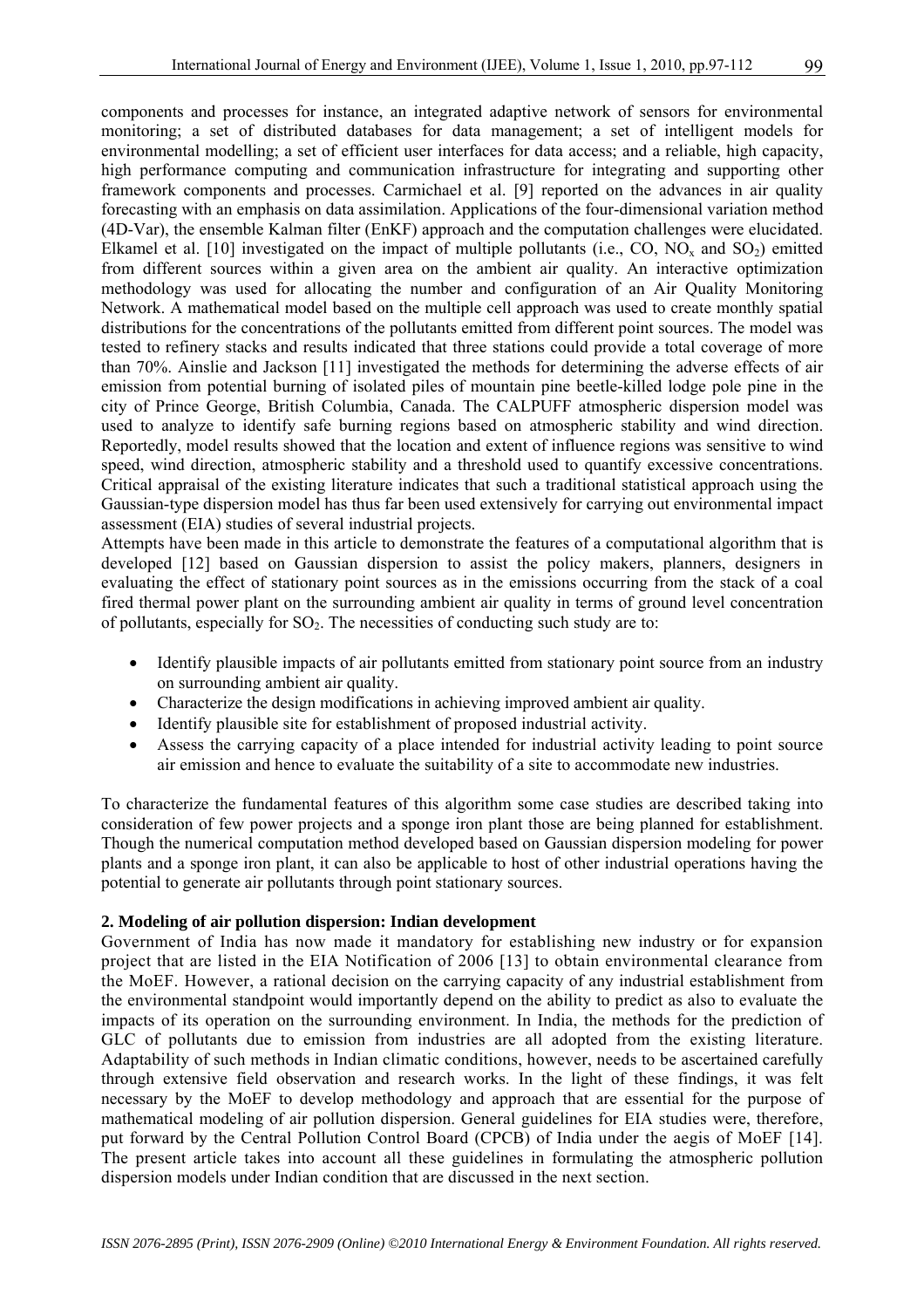components and processes for instance, an integrated adaptive network of sensors for environmental monitoring; a set of distributed databases for data management; a set of intelligent models for environmental modelling; a set of efficient user interfaces for data access; and a reliable, high capacity, high performance computing and communication infrastructure for integrating and supporting other framework components and processes. Carmichael et al. [9] reported on the advances in air quality forecasting with an emphasis on data assimilation. Applications of the four-dimensional variation method (4D-Var), the ensemble Kalman filter (EnKF) approach and the computation challenges were elucidated. Elkamel et al. [10] investigated on the impact of multiple pollutants (i.e., CO, $NO_x$ and $SO_2$) emitted from different sources within a given area on the ambient air quality. An interactive optimization methodology was used for allocating the number and configuration of an Air Quality Monitoring Network. A mathematical model based on the multiple cell approach was used to create monthly spatial distributions for the concentrations of the pollutants emitted from different point sources. The model was tested to refinery stacks and results indicated that three stations could provide a total coverage of more than 70%. Ainslie and Jackson [11] investigated the methods for determining the adverse effects of air emission from potential burning of isolated piles of mountain pine beetle-killed lodge pole pine in the city of Prince George, British Columbia, Canada. The CALPUFF atmospheric dispersion model was used to analyze to identify safe burning regions based on atmospheric stability and wind direction. Reportedly, model results showed that the location and extent of influence regions was sensitive to wind speed, wind direction, atmospheric stability and a threshold used to quantify excessive concentrations. Critical appraisal of the existing literature indicates that such a traditional statistical approach using the Gaussian-type dispersion model has thus far been used extensively for carrying out environmental impact assessment (EIA) studies of several industrial projects.

Attempts have been made in this article to demonstrate the features of a computational algorithm that is developed [12] based on Gaussian dispersion to assist the policy makers, planners, designers in evaluating the effect of stationary point sources as in the emissions occurring from the stack of a coal fired thermal power plant on the surrounding ambient air quality in terms of ground level concentration of pollutants, especially for $SO_2$. The necessities of conducting such study are to:

- Identify plausible impacts of air pollutants emitted from stationary point source from an industry on surrounding ambient air quality.
- Characterize the design modifications in achieving improved ambient air quality.
- Identify plausible site for establishment of proposed industrial activity.
- Assess the carrying capacity of a place intended for industrial activity leading to point source air emission and hence to evaluate the suitability of a site to accommodate new industries.

To characterize the fundamental features of this algorithm some case studies are described taking into consideration of few power projects and a sponge iron plant those are being planned for establishment. Though the numerical computation method developed based on Gaussian dispersion modeling for power plants and a sponge iron plant, it can also be applicable to host of other industrial operations having the potential to generate air pollutants through point stationary sources.

## 2. Modeling of air pollution dispersion: Indian development

Government of India has now made it mandatory for establishing new industry or for expansion project that are listed in the EIA Notification of 2006 [13] to obtain environmental clearance from the MoEF. However, a rational decision on the carrying capacity of any industrial establishment from the environmental standpoint would importantly depend on the ability to predict as also to evaluate the impacts of its operation on the surrounding environment. In India, the methods for the prediction of GLC of pollutants due to emission from industries are all adopted from the existing literature. Adaptability of such methods in Indian climatic conditions, however, needs to be ascertained carefully through extensive field observation and research works. In the light of these findings, it was felt necessary by the MoEF to develop methodology and approach that are essential for the purpose of mathematical modeling of air pollution dispersion. General guidelines for EIA studies were, therefore, put forward by the Central Pollution Control Board (CPCB) of India under the aegis of MoEF [14]. The present article takes into account all these guidelines in formulating the atmospheric pollution dispersion models under Indian condition that are discussed in the next section.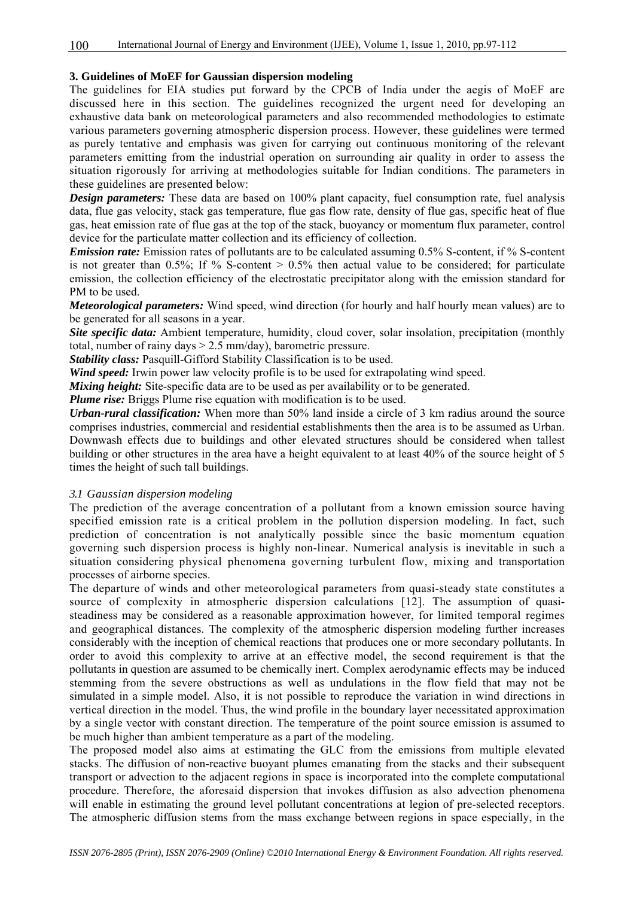## 3. Guidelines of MoEF for Gaussian dispersion modeling

The guidelines for EIA studies put forward by the CPCB of India under the aegis of MoEF are discussed here in this section. The guidelines recognized the urgent need for developing an exhaustive data bank on meteorological parameters and also recommended methodologies to estimate various parameters governing atmospheric dispersion process. However, these guidelines were termed as purely tentative and emphasis was given for carrying out continuous monitoring of the relevant parameters emitting from the industrial operation on surrounding air quality in order to assess the situation rigorously for arriving at methodologies suitable for Indian conditions. The parameters in these guidelines are presented below:

***Design parameters:*** These data are based on 100% plant capacity, fuel consumption rate, fuel analysis data, flue gas velocity, stack gas temperature, flue gas flow rate, density of flue gas, specific heat of flue gas, heat emission rate of flue gas at the top of the stack, buoyancy or momentum flux parameter, control device for the particulate matter collection and its efficiency of collection.

***Emission rate:*** Emission rates of pollutants are to be calculated assuming 0.5% S-content, if % S-content is not greater than 0.5%; If % S-content > 0.5% then actual value to be considered; for particulate emission, the collection efficiency of the electrostatic precipitator along with the emission standard for PM to be used.

***Meteorological parameters:*** Wind speed, wind direction (for hourly and half hourly mean values) are to be generated for all seasons in a year.

***Site specific data:*** Ambient temperature, humidity, cloud cover, solar insolation, precipitation (monthly total, number of rainy days > 2.5 mm/day), barometric pressure.

***Stability class:*** Pasquill-Gifford Stability Classification is to be used.

***Wind speed:*** Irwin power law velocity profile is to be used for extrapolating wind speed.

***Mixing height:*** Site-specific data are to be used as per availability or to be generated.

***Plume rise:*** Briggs Plume rise equation with modification is to be used.

***Urban-rural classification:*** When more than 50% land inside a circle of 3 km radius around the source comprises industries, commercial and residential establishments then the area is to be assumed as Urban. Downwash effects due to buildings and other elevated structures should be considered when tallest building or other structures in the area have a height equivalent to at least 40% of the source height of 5 times the height of such tall buildings.

### *3.1 Gaussian dispersion modeling*

The prediction of the average concentration of a pollutant from a known emission source having specified emission rate is a critical problem in the pollution dispersion modeling. In fact, such prediction of concentration is not analytically possible since the basic momentum equation governing such dispersion process is highly non-linear. Numerical analysis is inevitable in such a situation considering physical phenomena governing turbulent flow, mixing and transportation processes of airborne species.

The departure of winds and other meteorological parameters from quasi-steady state constitutes a source of complexity in atmospheric dispersion calculations [12]. The assumption of quasi-steadiness may be considered as a reasonable approximation however, for limited temporal regimes and geographical distances. The complexity of the atmospheric dispersion modeling further increases considerably with the inception of chemical reactions that produces one or more secondary pollutants. In order to avoid this complexity to arrive at an effective model, the second requirement is that the pollutants in question are assumed to be chemically inert. Complex aerodynamic effects may be induced stemming from the severe obstructions as well as undulations in the flow field that may not be simulated in a simple model. Also, it is not possible to reproduce the variation in wind directions in vertical direction in the model. Thus, the wind profile in the boundary layer necessitated approximation by a single vector with constant direction. The temperature of the point source emission is assumed to be much higher than ambient temperature as a part of the modeling.

The proposed model also aims at estimating the GLC from the emissions from multiple elevated stacks. The diffusion of non-reactive buoyant plumes emanating from the stacks and their subsequent transport or advection to the adjacent regions in space is incorporated into the complete computational procedure. Therefore, the aforesaid dispersion that invokes diffusion as also advection phenomena will enable in estimating the ground level pollutant concentrations at legion of pre-selected receptors. The atmospheric diffusion stems from the mass exchange between regions in space especially, in the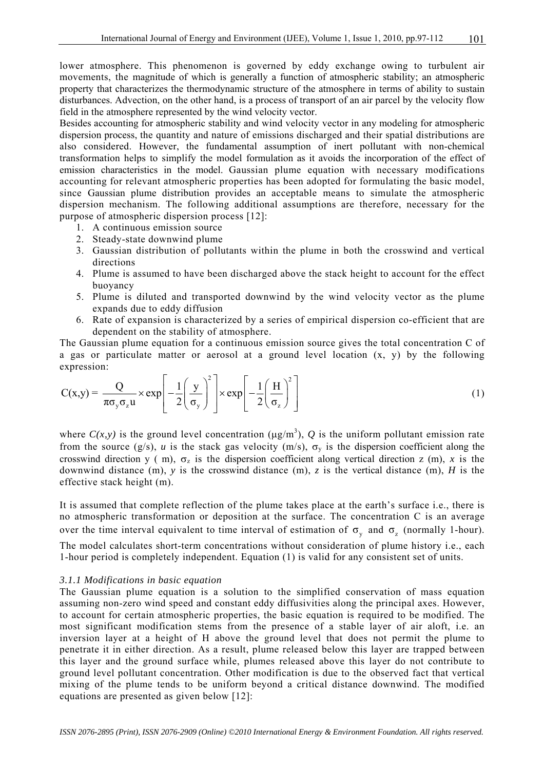lower atmosphere. This phenomenon is governed by eddy exchange owing to turbulent air movements, the magnitude of which is generally a function of atmospheric stability; an atmospheric property that characterizes the thermodynamic structure of the atmosphere in terms of ability to sustain disturbances. Advection, on the other hand, is a process of transport of an air parcel by the velocity flow field in the atmosphere represented by the wind velocity vector.

Besides accounting for atmospheric stability and wind velocity vector in any modeling for atmospheric dispersion process, the quantity and nature of emissions discharged and their spatial distributions are also considered. However, the fundamental assumption of inert pollutant with non-chemical transformation helps to simplify the model formulation as it avoids the incorporation of the effect of emission characteristics in the model. Gaussian plume equation with necessary modifications accounting for relevant atmospheric properties has been adopted for formulating the basic model, since Gaussian plume distribution provides an acceptable means to simulate the atmospheric dispersion mechanism. The following additional assumptions are therefore, necessary for the purpose of atmospheric dispersion process [12]:

1. A continuous emission source
2. Steady-state downwind plume
3. Gaussian distribution of pollutants within the plume in both the crosswind and vertical directions
4. Plume is assumed to have been discharged above the stack height to account for the effect buoyancy
5. Plume is diluted and transported downwind by the wind velocity vector as the plume expands due to eddy diffusion
6. Rate of expansion is characterized by a series of empirical dispersion co-efficient that are dependent on the stability of atmosphere.

The Gaussian plume equation for a continuous emission source gives the total concentration C of a gas or particulate matter or aerosol at a ground level location (x, y) by the following expression:

$$C(x,y) = \frac{Q}{\pi \sigma_y \sigma_z u} \times \exp\left[-\frac{1}{2}\left(\frac{y}{\sigma_y}\right)^2\right] \times \exp\left[-\frac{1}{2}\left(\frac{H}{\sigma_z}\right)^2\right] \quad (1)$$

where $C(x,y)$ is the ground level concentration ($\mu g/m^3$), $Q$ is the uniform pollutant emission rate from the source (g/s), $u$ is the stack gas velocity (m/s), $\sigma_y$ is the dispersion coefficient along the crosswind direction y ( m), $\sigma_z$ is the dispersion coefficient along vertical direction z (m), $x$ is the downwind distance (m), $y$ is the crosswind distance (m), $z$ is the vertical distance (m), $H$ is the effective stack height (m).

It is assumed that complete reflection of the plume takes place at the earth's surface i.e., there is no atmospheric transformation or deposition at the surface. The concentration C is an average over the time interval equivalent to time interval of estimation of $\sigma_y$ and $\sigma_z$ (normally 1-hour). The model calculates short-term concentrations without consideration of plume history i.e., each 1-hour period is completely independent. Equation (1) is valid for any consistent set of units.

#### *3.1.1 Modifications in basic equation*

The Gaussian plume equation is a solution to the simplified conservation of mass equation assuming non-zero wind speed and constant eddy diffusivities along the principal axes. However, to account for certain atmospheric properties, the basic equation is required to be modified. The most significant modification stems from the presence of a stable layer of air aloft, i.e. an inversion layer at a height of H above the ground level that does not permit the plume to penetrate it in either direction. As a result, plume released below this layer are trapped between this layer and the ground surface while, plumes released above this layer do not contribute to ground level pollutant concentration. Other modification is due to the observed fact that vertical mixing of the plume tends to be uniform beyond a critical distance downwind. The modified equations are presented as given below [12]: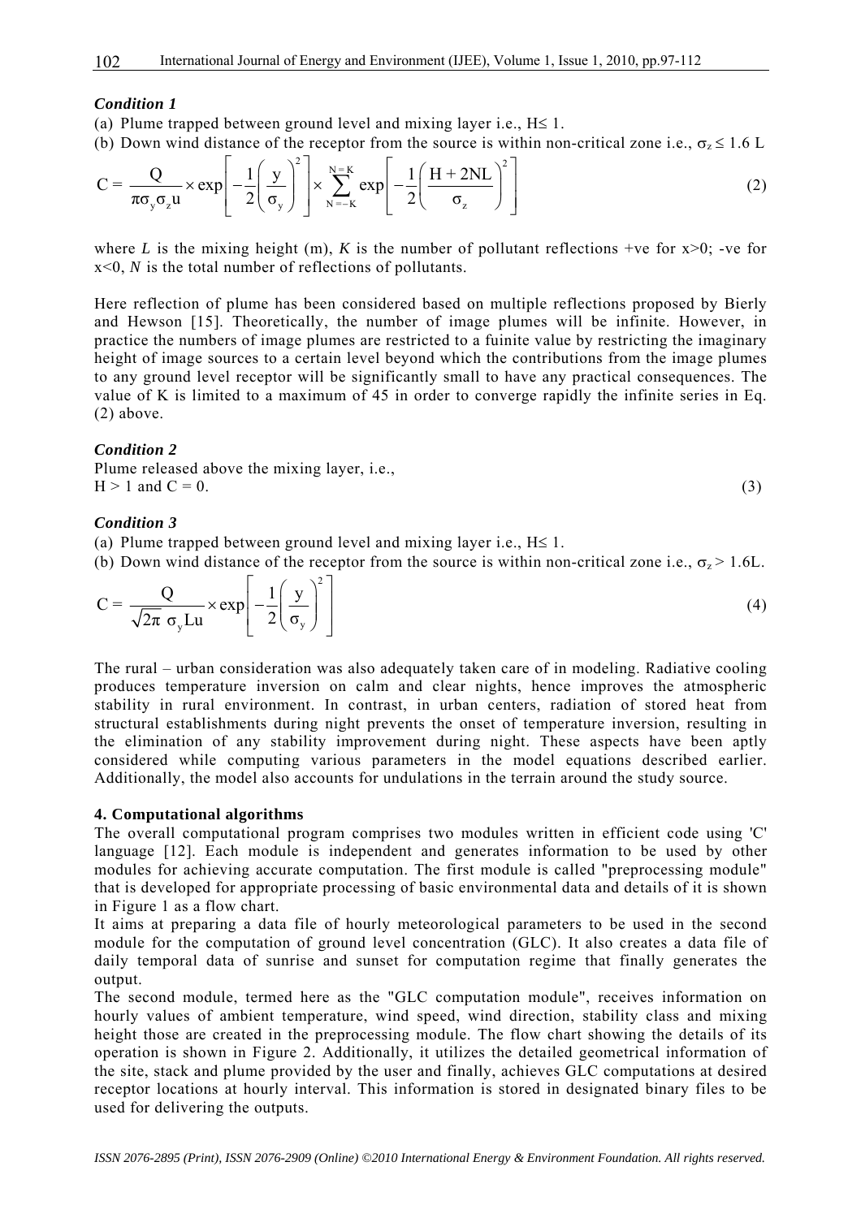*Condition 1*

(a) Plume trapped between ground level and mixing layer i.e., H≤ 1.

(b) Down wind distance of the receptor from the source is within non-critical zone i.e., $\sigma_z \leq 1.6$ L

$$C = \frac{Q}{\pi \sigma_y \sigma_z u} \times \exp\left[-\frac{1}{2}\left(\frac{y}{\sigma_y}\right)^2\right] \times \sum_{N=-K}^{N=K} \exp\left[-\frac{1}{2}\left(\frac{H+2NL}{\sigma_z}\right)^2\right] \tag{2}$$

where *L* is the mixing height (m), *K* is the number of pollutant reflections +ve for x>0; -ve for x<0, *N* is the total number of reflections of pollutants.

Here reflection of plume has been considered based on multiple reflections proposed by Bierly and Hewson [15]. Theoretically, the number of image plumes will be infinite. However, in practice the numbers of image plumes are restricted to a fuinite value by restricting the imaginary height of image sources to a certain level beyond which the contributions from the image plumes to any ground level receptor will be significantly small to have any practical consequences. The value of K is limited to a maximum of 45 in order to converge rapidly the infinite series in Eq. (2) above.

*Condition 2*

Plume released above the mixing layer, i.e.,
H > 1 and C = 0. (3)

*Condition 3*

(a) Plume trapped between ground level and mixing layer i.e., H≤ 1.

(b) Down wind distance of the receptor from the source is within non-critical zone i.e., $\sigma_z > 1.6$L.

$$C = \frac{Q}{\sqrt{2\pi}\ \sigma_y L u} \times \exp\left[-\frac{1}{2}\left(\frac{y}{\sigma_y}\right)^2\right] \tag{4}$$

The rural – urban consideration was also adequately taken care of in modeling. Radiative cooling produces temperature inversion on calm and clear nights, hence improves the atmospheric stability in rural environment. In contrast, in urban centers, radiation of stored heat from structural establishments during night prevents the onset of temperature inversion, resulting in the elimination of any stability improvement during night. These aspects have been aptly considered while computing various parameters in the model equations described earlier. Additionally, the model also accounts for undulations in the terrain around the study source.

#### 4. Computational algorithms

The overall computational program comprises two modules written in efficient code using 'C' language [12]. Each module is independent and generates information to be used by other modules for achieving accurate computation. The first module is called "preprocessing module" that is developed for appropriate processing of basic environmental data and details of it is shown in Figure 1 as a flow chart.

It aims at preparing a data file of hourly meteorological parameters to be used in the second module for the computation of ground level concentration (GLC). It also creates a data file of daily temporal data of sunrise and sunset for computation regime that finally generates the output.

The second module, termed here as the "GLC computation module", receives information on hourly values of ambient temperature, wind speed, wind direction, stability class and mixing height those are created in the preprocessing module. The flow chart showing the details of its operation is shown in Figure 2. Additionally, it utilizes the detailed geometrical information of the site, stack and plume provided by the user and finally, achieves GLC computations at desired receptor locations at hourly interval. This information is stored in designated binary files to be used for delivering the outputs.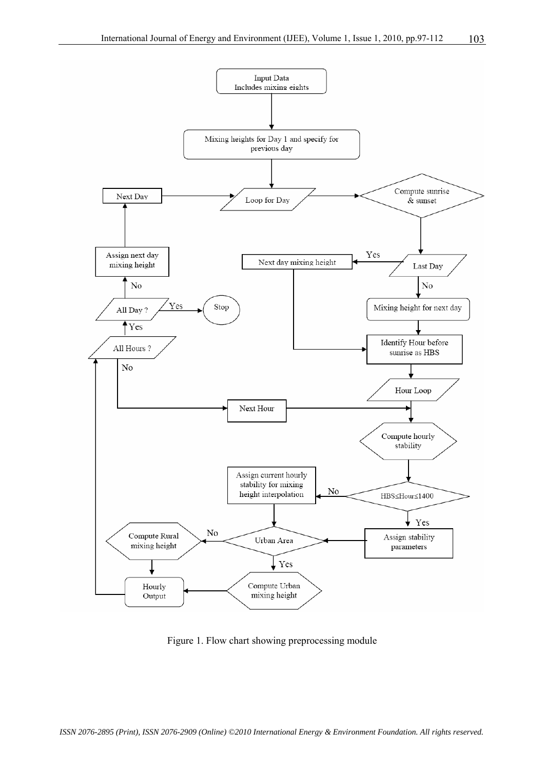Input Data
Includes mixing eights

Mixing heights for Day 1 and specify for previous day

Loop for Day

Compute sunrise & sunset

Last Day

Yes → Next day mixing height

No → Mixing height for next day

Identify Hour before sunrise as HBS

Hour Loop

Compute hourly stability

HBS≤Hour≤1400

No → Assign current hourly stability for mixing height interpolation

Yes → Assign stability parameters

Urban Area

No → Compute Rural mixing height

Yes → Compute Urban mixing height

Hourly Output

All Hours ?

No → Next Hour

Yes → All Day ?

Yes → Stop

No → Assign next day mixing height

Next Day

Figure 1. Flow chart showing preprocessing module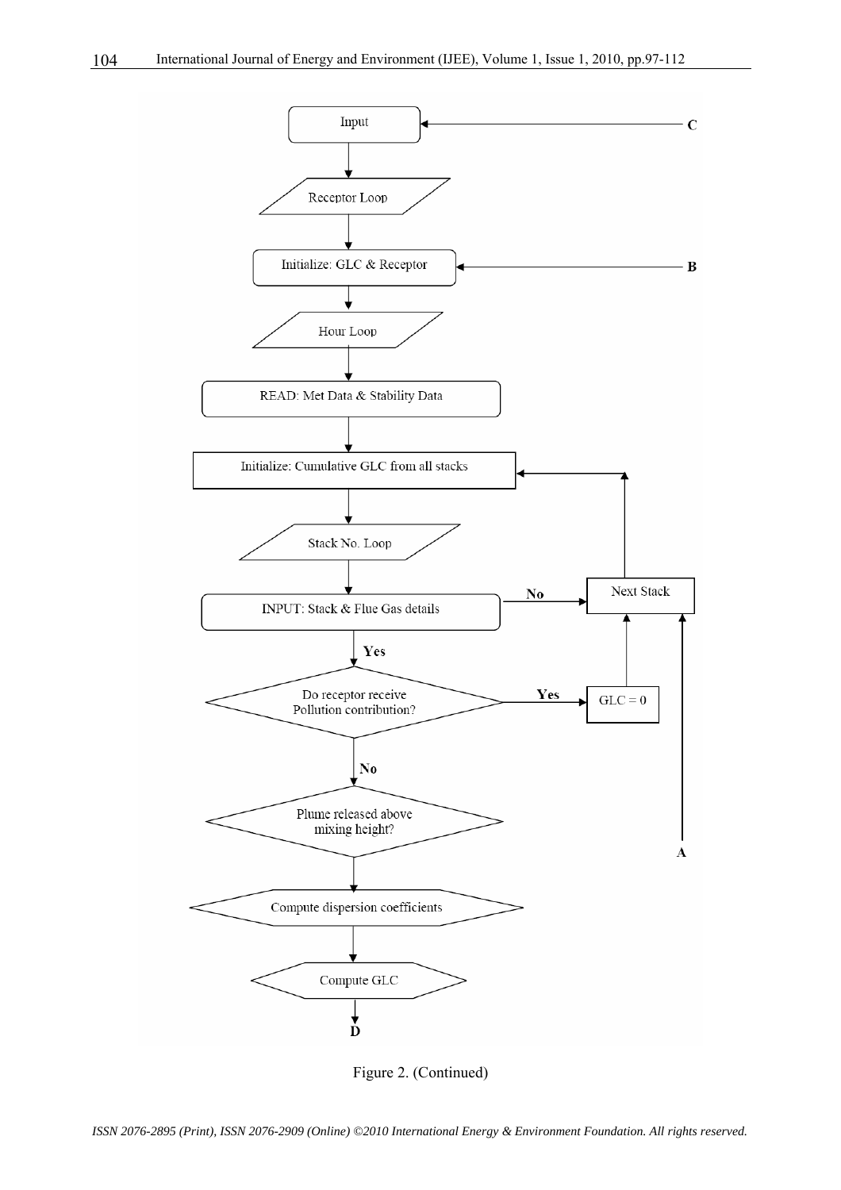Input ← C

Receptor Loop

Initialize: GLC & Receptor ← B

Hour Loop

READ: Met Data & Stability Data

Initialize: Cumulative GLC from all stacks

Stack No. Loop

INPUT: Stack & Flue Gas details

No → Next Stack

Yes

Do receptor receive Pollution contribution?

Yes → GLC = 0

No

Plume released above mixing height?

Compute dispersion coefficients

Compute GLC

D

A

Figure 2. (Continued)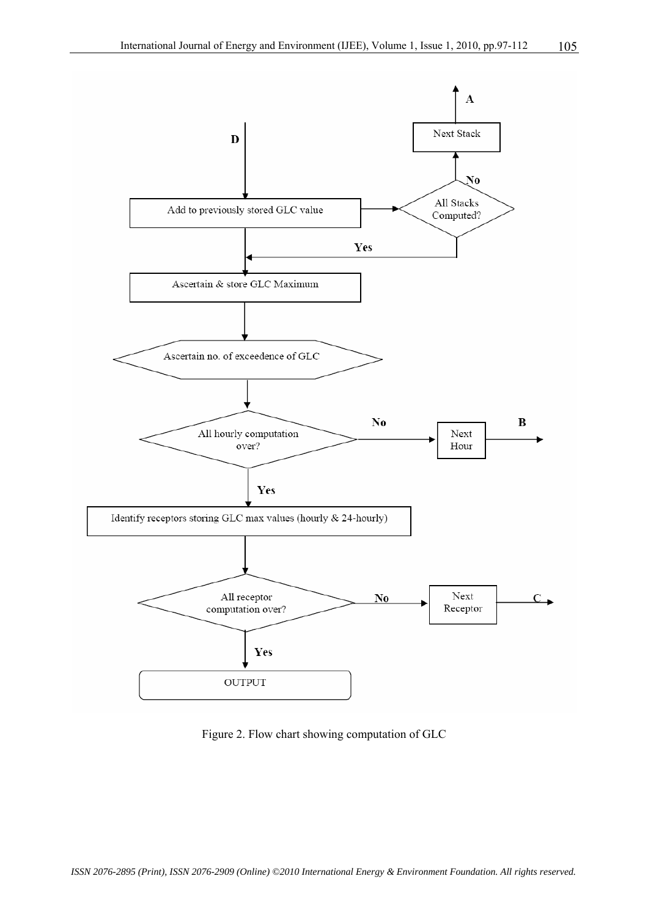Figure 2. Flow chart showing computation of GLC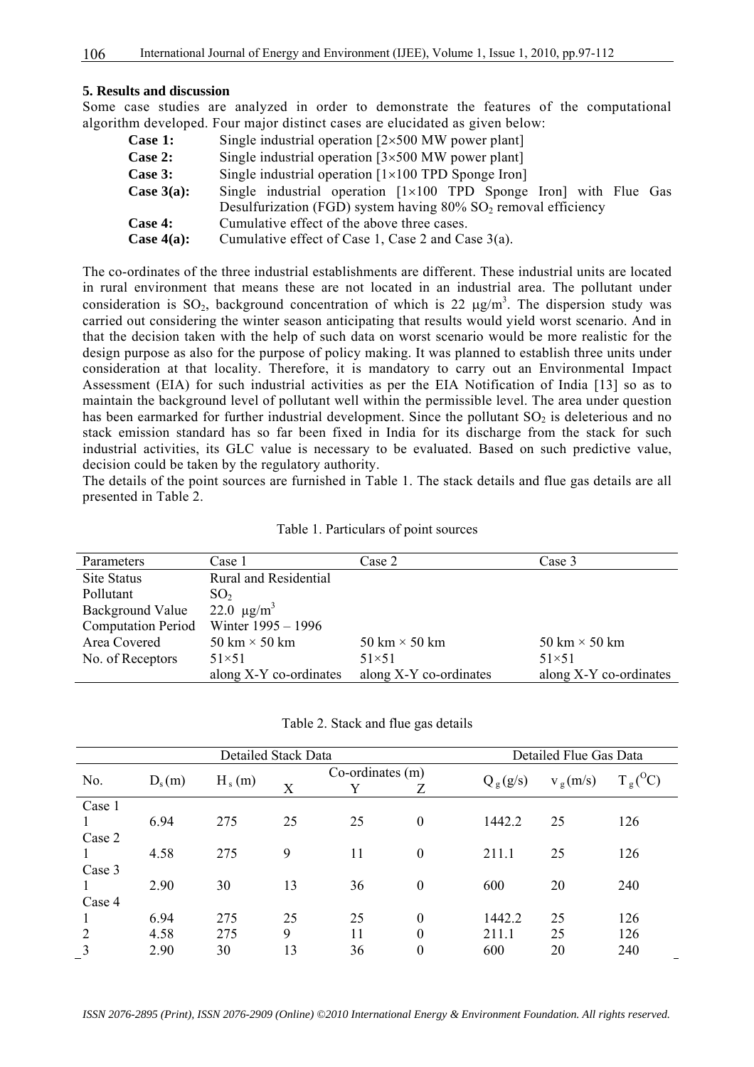### 5. Results and discussion

Some case studies are analyzed in order to demonstrate the features of the computational algorithm developed. Four major distinct cases are elucidated as given below:

- **Case 1:** Single industrial operation [2×500 MW power plant]
- **Case 2:** Single industrial operation [3×500 MW power plant]
- **Case 3:** Single industrial operation [1×100 TPD Sponge Iron]
- **Case 3(a):** Single industrial operation [1×100 TPD Sponge Iron] with Flue Gas Desulfurization (FGD) system having 80% $SO_2$ removal efficiency
- **Case 4:** Cumulative effect of the above three cases.
- **Case 4(a):** Cumulative effect of Case 1, Case 2 and Case 3(a).

The co-ordinates of the three industrial establishments are different. These industrial units are located in rural environment that means these are not located in an industrial area. The pollutant under consideration is $SO_2$, background concentration of which is 22 $\mu g/m^3$. The dispersion study was carried out considering the winter season anticipating that results would yield worst scenario. And in that the decision taken with the help of such data on worst scenario would be more realistic for the design purpose as also for the purpose of policy making. It was planned to establish three units under consideration at that locality. Therefore, it is mandatory to carry out an Environmental Impact Assessment (EIA) for such industrial activities as per the EIA Notification of India [13] so as to maintain the background level of pollutant well within the permissible level. The area under question has been earmarked for further industrial development. Since the pollutant $SO_2$ is deleterious and no stack emission standard has so far been fixed in India for its discharge from the stack for such industrial activities, its GLC value is necessary to be evaluated. Based on such predictive value, decision could be taken by the regulatory authority.

The details of the point sources are furnished in Table 1. The stack details and flue gas details are all presented in Table 2.

Table 1. Particulars of point sources

| Parameters | Case 1 | Case 2 | Case 3 |
|---|---|---|---|
| Site Status | Rural and Residential | | |
| Pollutant | $SO_2$ | | |
| Background Value | 22.0 $\mu g/m^3$ | | |
| Computation Period | Winter 1995 – 1996 | | |
| Area Covered | 50 km × 50 km | 50 km × 50 km | 50 km × 50 km |
| No. of Receptors | 51×51 along X-Y co-ordinates | 51×51 along X-Y co-ordinates | 51×51 along X-Y co-ordinates |

Table 2. Stack and flue gas details

| | Detailed Stack Data | | | | | Detailed Flue Gas Data | | |
|---|---|---|---|---|---|---|---|---|
| No. | $D_s$ (m) | $H_s$ (m) | Co-ordinates (m) X | Y | Z | $Q_g$ (g/s) | $v_g$ (m/s) | $T_g$ ($^OC$) |
| Case 1 | | | | | | | | |
| 1 | 6.94 | 275 | 25 | 25 | 0 | 1442.2 | 25 | 126 |
| Case 2 | | | | | | | | |
| 1 | 4.58 | 275 | 9 | 11 | 0 | 211.1 | 25 | 126 |
| Case 3 | | | | | | | | |
| 1 | 2.90 | 30 | 13 | 36 | 0 | 600 | 20 | 240 |
| Case 4 | | | | | | | | |
| 1 | 6.94 | 275 | 25 | 25 | 0 | 1442.2 | 25 | 126 |
| 2 | 4.58 | 275 | 9 | 11 | 0 | 211.1 | 25 | 126 |
| 3 | 2.90 | 30 | 13 | 36 | 0 | 600 | 20 | 240 |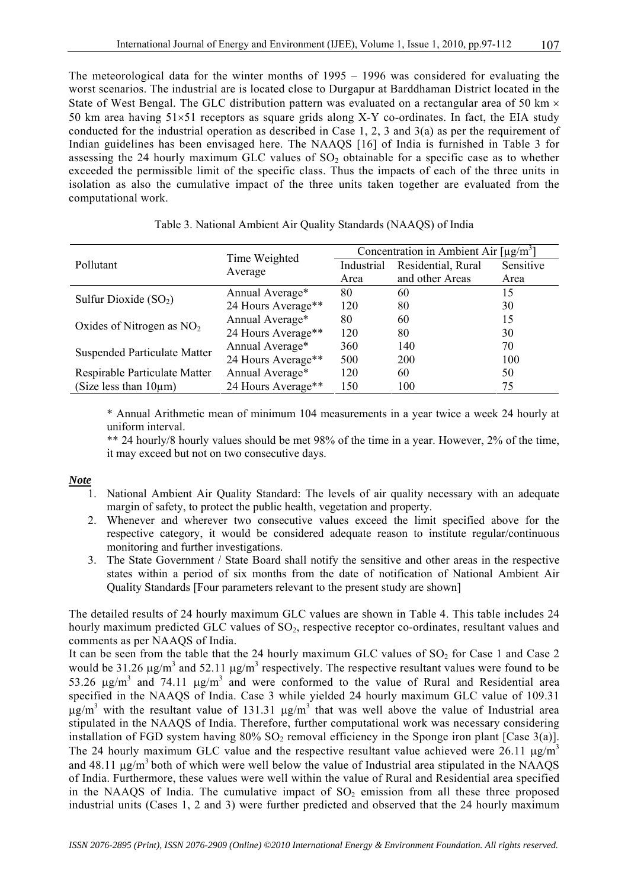The meteorological data for the winter months of 1995 – 1996 was considered for evaluating the worst scenarios. The industrial are is located close to Durgapur at Barddhaman District located in the State of West Bengal. The GLC distribution pattern was evaluated on a rectangular area of 50 km × 50 km area having 51×51 receptors as square grids along X-Y co-ordinates. In fact, the EIA study conducted for the industrial operation as described in Case 1, 2, 3 and 3(a) as per the requirement of Indian guidelines has been envisaged here. The NAAQS [16] of India is furnished in Table 3 for assessing the 24 hourly maximum GLC values of $SO_2$ obtainable for a specific case as to whether exceeded the permissible limit of the specific class. Thus the impacts of each of the three units in isolation as also the cumulative impact of the three units taken together are evaluated from the computational work.

Table 3. National Ambient Air Quality Standards (NAAQS) of India

| Pollutant | Time Weighted Average | Concentration in Ambient Air [μg/m$^3$] | | |
|---|---|---|---|---|
| | | Industrial Area | Residential, Rural and other Areas | Sensitive Area |
| Sulfur Dioxide ($SO_2$) | Annual Average* | 80 | 60 | 15 |
| | 24 Hours Average** | 120 | 80 | 30 |
| Oxides of Nitrogen as $NO_2$ | Annual Average* | 80 | 60 | 15 |
| | 24 Hours Average** | 120 | 80 | 30 |
| Suspended Particulate Matter | Annual Average* | 360 | 140 | 70 |
| | 24 Hours Average** | 500 | 200 | 100 |
| Respirable Particulate Matter (Size less than 10μm) | Annual Average* | 120 | 60 | 50 |
| | 24 Hours Average** | 150 | 100 | 75 |

\* Annual Arithmetic mean of minimum 104 measurements in a year twice a week 24 hourly at uniform interval.

\*\* 24 hourly/8 hourly values should be met 98% of the time in a year. However, 2% of the time, it may exceed but not on two consecutive days.

***Note***

1. National Ambient Air Quality Standard: The levels of air quality necessary with an adequate margin of safety, to protect the public health, vegetation and property.
2. Whenever and wherever two consecutive values exceed the limit specified above for the respective category, it would be considered adequate reason to institute regular/continuous monitoring and further investigations.
3. The State Government / State Board shall notify the sensitive and other areas in the respective states within a period of six months from the date of notification of National Ambient Air Quality Standards [Four parameters relevant to the present study are shown]

The detailed results of 24 hourly maximum GLC values are shown in Table 4. This table includes 24 hourly maximum predicted GLC values of $SO_2$, respective receptor co-ordinates, resultant values and comments as per NAAQS of India.

It can be seen from the table that the 24 hourly maximum GLC values of $SO_2$ for Case 1 and Case 2 would be 31.26 μg/m$^3$ and 52.11 μg/m$^3$ respectively. The respective resultant values were found to be 53.26 μg/m$^3$ and 74.11 μg/m$^3$ and were conformed to the value of Rural and Residential area specified in the NAAQS of India. Case 3 while yielded 24 hourly maximum GLC value of 109.31 μg/m$^3$ with the resultant value of 131.31 μg/m$^3$ that was well above the value of Industrial area stipulated in the NAAQS of India. Therefore, further computational work was necessary considering installation of FGD system having 80% $SO_2$ removal efficiency in the Sponge iron plant [Case 3(a)]. The 24 hourly maximum GLC value and the respective resultant value achieved were 26.11 μg/m$^3$ and 48.11 μg/m$^3$ both of which were well below the value of Industrial area stipulated in the NAAQS of India. Furthermore, these values were well within the value of Rural and Residential area specified in the NAAQS of India. The cumulative impact of $SO_2$ emission from all these three proposed industrial units (Cases 1, 2 and 3) were further predicted and observed that the 24 hourly maximum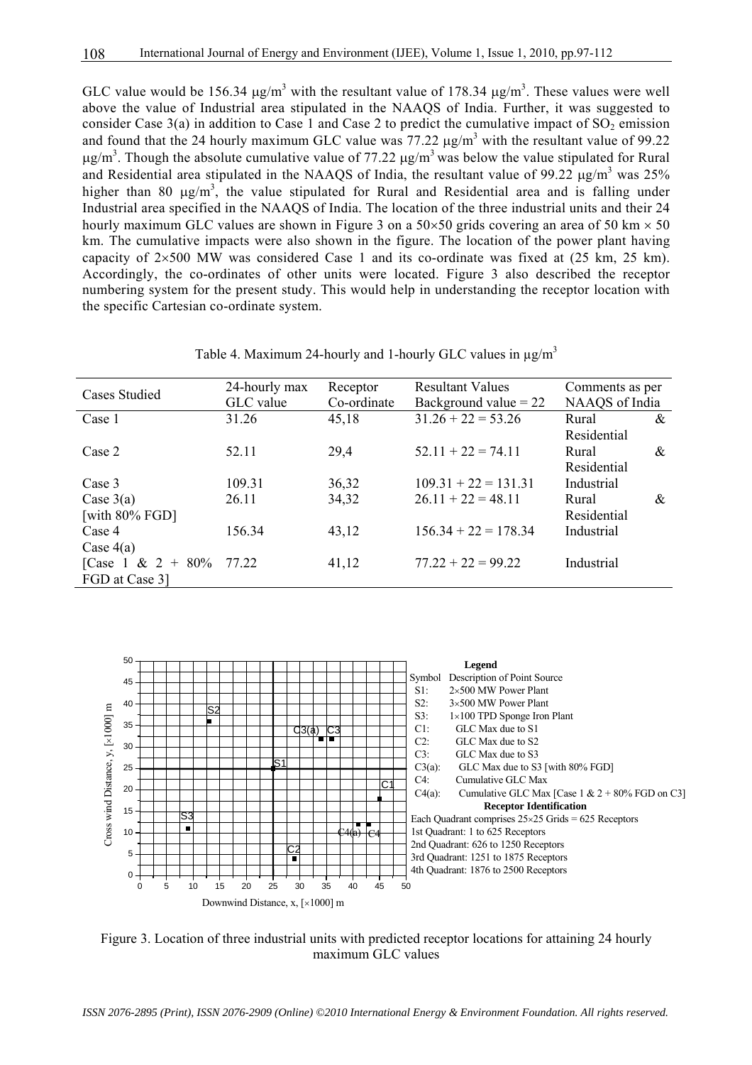GLC value would be 156.34 μg/m$^3$ with the resultant value of 178.34 μg/m$^3$. These values were well above the value of Industrial area stipulated in the NAAQS of India. Further, it was suggested to consider Case 3(a) in addition to Case 1 and Case 2 to predict the cumulative impact of $SO_2$ emission and found that the 24 hourly maximum GLC value was 77.22 μg/m$^3$ with the resultant value of 99.22 μg/m$^3$. Though the absolute cumulative value of 77.22 μg/m$^3$ was below the value stipulated for Rural and Residential area stipulated in the NAAQS of India, the resultant value of 99.22 μg/m$^3$ was 25% higher than 80 μg/m$^3$, the value stipulated for Rural and Residential area and is falling under Industrial area specified in the NAAQS of India. The location of the three industrial units and their 24 hourly maximum GLC values are shown in Figure 3 on a 50×50 grids covering an area of 50 km × 50 km. The cumulative impacts were also shown in the figure. The location of the power plant having capacity of 2×500 MW was considered Case 1 and its co-ordinate was fixed at (25 km, 25 km). Accordingly, the co-ordinates of other units were located. Figure 3 also described the receptor numbering system for the present study. This would help in understanding the receptor location with the specific Cartesian co-ordinate system.

Table 4. Maximum 24-hourly and 1-hourly GLC values in μg/m$^3$

| Cases Studied | 24-hourly max GLC value | Receptor Co-ordinate | Resultant Values Background value = 22 | Comments as per NAAQS of India |
|---|---|---|---|---|
| Case 1 | 31.26 | 45,18 | 31.26 + 22 = 53.26 | Rural & Residential |
| Case 2 | 52.11 | 29,4 | 52.11 + 22 = 74.11 | Rural & Residential |
| Case 3 | 109.31 | 36,32 | 109.31 + 22 = 131.31 | Industrial |
| Case 3(a) [with 80% FGD] | 26.11 | 34,32 | 26.11 + 22 = 48.11 | Rural & Residential |
| Case 4 | 156.34 | 43,12 | 156.34 + 22 = 178.34 | Industrial |
| Case 4(a) [Case 1 & 2 + 80% FGD at Case 3] | 77.22 | 41,12 | 77.22 + 22 = 99.22 | Industrial |

Legend

Symbol Description of Point Source
- S1: 2×500 MW Power Plant
- S2: 3×500 MW Power Plant
- S3: 1×100 TPD Sponge Iron Plant
- C1: GLC Max due to S1
- C2: GLC Max due to S2
- C3: GLC Max due to S3
- C3(a): GLC Max due to S3 [with 80% FGD]
- C4: Cumulative GLC Max
- C4(a): Cumulative GLC Max [Case 1 & 2 + 80% FGD on C3]

Receptor Identification

Each Quadrant comprises 25×25 Grids = 625 Receptors
- 1st Quadrant: 1 to 625 Receptors
- 2nd Quadrant: 626 to 1250 Receptors
- 3rd Quadrant: 1251 to 1875 Receptors
- 4th Quadrant: 1876 to 2500 Receptors

Figure 3. Location of three industrial units with predicted receptor locations for attaining 24 hourly maximum GLC values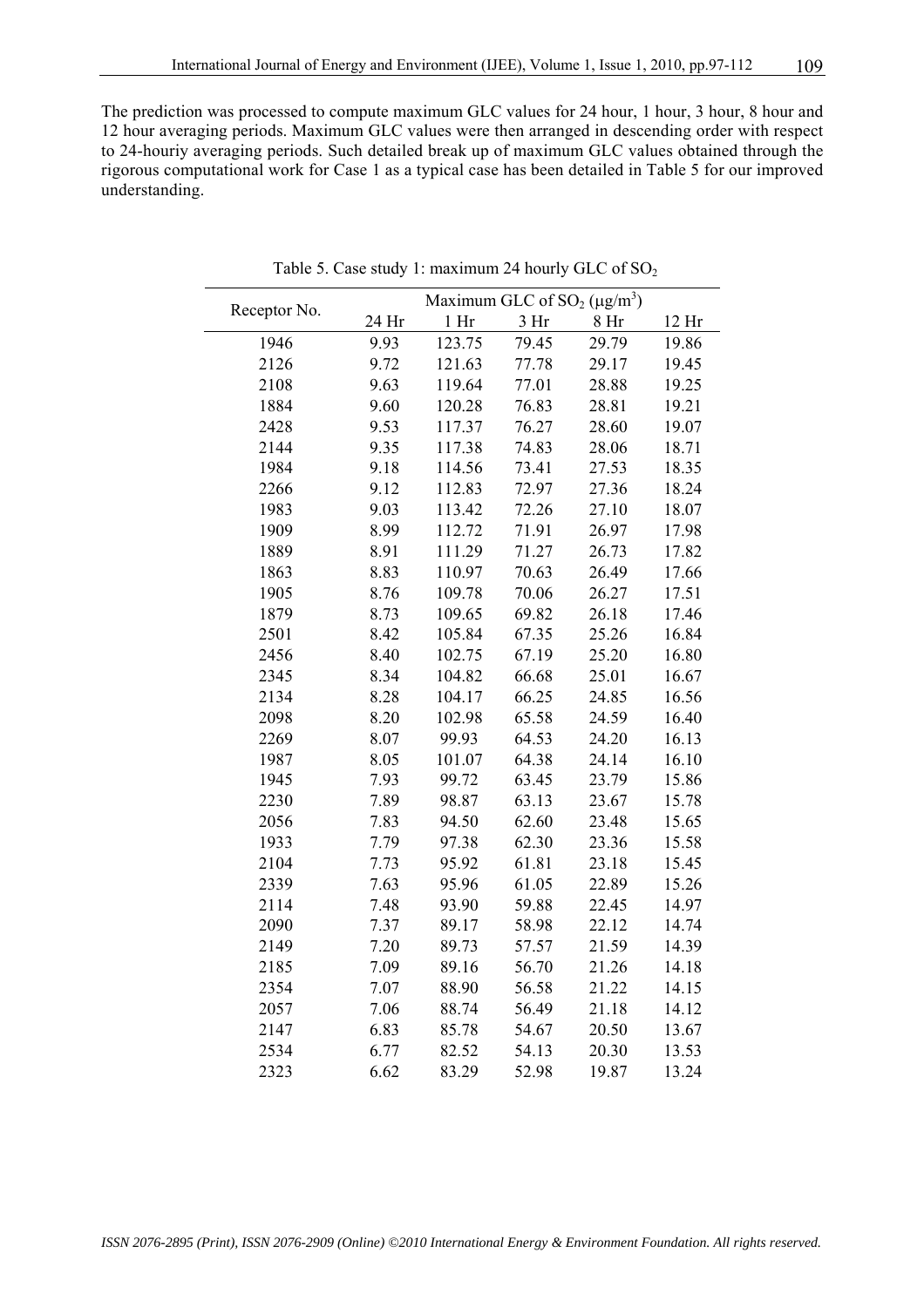The prediction was processed to compute maximum GLC values for 24 hour, 1 hour, 3 hour, 8 hour and 12 hour averaging periods. Maximum GLC values were then arranged in descending order with respect to 24-houriy averaging periods. Such detailed break up of maximum GLC values obtained through the rigorous computational work for Case 1 as a typical case has been detailed in Table 5 for our improved understanding.

Table 5. Case study 1: maximum 24 hourly GLC of $SO_2$

| Receptor No. | Maximum GLC of $SO_2$ ($\mu g/m^3$) | | | | |
|---|---|---|---|---|---|
| | 24 Hr | 1 Hr | 3 Hr | 8 Hr | 12 Hr |
| 1946 | 9.93 | 123.75 | 79.45 | 29.79 | 19.86 |
| 2126 | 9.72 | 121.63 | 77.78 | 29.17 | 19.45 |
| 2108 | 9.63 | 119.64 | 77.01 | 28.88 | 19.25 |
| 1884 | 9.60 | 120.28 | 76.83 | 28.81 | 19.21 |
| 2428 | 9.53 | 117.37 | 76.27 | 28.60 | 19.07 |
| 2144 | 9.35 | 117.38 | 74.83 | 28.06 | 18.71 |
| 1984 | 9.18 | 114.56 | 73.41 | 27.53 | 18.35 |
| 2266 | 9.12 | 112.83 | 72.97 | 27.36 | 18.24 |
| 1983 | 9.03 | 113.42 | 72.26 | 27.10 | 18.07 |
| 1909 | 8.99 | 112.72 | 71.91 | 26.97 | 17.98 |
| 1889 | 8.91 | 111.29 | 71.27 | 26.73 | 17.82 |
| 1863 | 8.83 | 110.97 | 70.63 | 26.49 | 17.66 |
| 1905 | 8.76 | 109.78 | 70.06 | 26.27 | 17.51 |
| 1879 | 8.73 | 109.65 | 69.82 | 26.18 | 17.46 |
| 2501 | 8.42 | 105.84 | 67.35 | 25.26 | 16.84 |
| 2456 | 8.40 | 102.75 | 67.19 | 25.20 | 16.80 |
| 2345 | 8.34 | 104.82 | 66.68 | 25.01 | 16.67 |
| 2134 | 8.28 | 104.17 | 66.25 | 24.85 | 16.56 |
| 2098 | 8.20 | 102.98 | 65.58 | 24.59 | 16.40 |
| 2269 | 8.07 | 99.93 | 64.53 | 24.20 | 16.13 |
| 1987 | 8.05 | 101.07 | 64.38 | 24.14 | 16.10 |
| 1945 | 7.93 | 99.72 | 63.45 | 23.79 | 15.86 |
| 2230 | 7.89 | 98.87 | 63.13 | 23.67 | 15.78 |
| 2056 | 7.83 | 94.50 | 62.60 | 23.48 | 15.65 |
| 1933 | 7.79 | 97.38 | 62.30 | 23.36 | 15.58 |
| 2104 | 7.73 | 95.92 | 61.81 | 23.18 | 15.45 |
| 2339 | 7.63 | 95.96 | 61.05 | 22.89 | 15.26 |
| 2114 | 7.48 | 93.90 | 59.88 | 22.45 | 14.97 |
| 2090 | 7.37 | 89.17 | 58.98 | 22.12 | 14.74 |
| 2149 | 7.20 | 89.73 | 57.57 | 21.59 | 14.39 |
| 2185 | 7.09 | 89.16 | 56.70 | 21.26 | 14.18 |
| 2354 | 7.07 | 88.90 | 56.58 | 21.22 | 14.15 |
| 2057 | 7.06 | 88.74 | 56.49 | 21.18 | 14.12 |
| 2147 | 6.83 | 85.78 | 54.67 | 20.50 | 13.67 |
| 2534 | 6.77 | 82.52 | 54.13 | 20.30 | 13.53 |
| 2323 | 6.62 | 83.29 | 52.98 | 19.87 | 13.24 |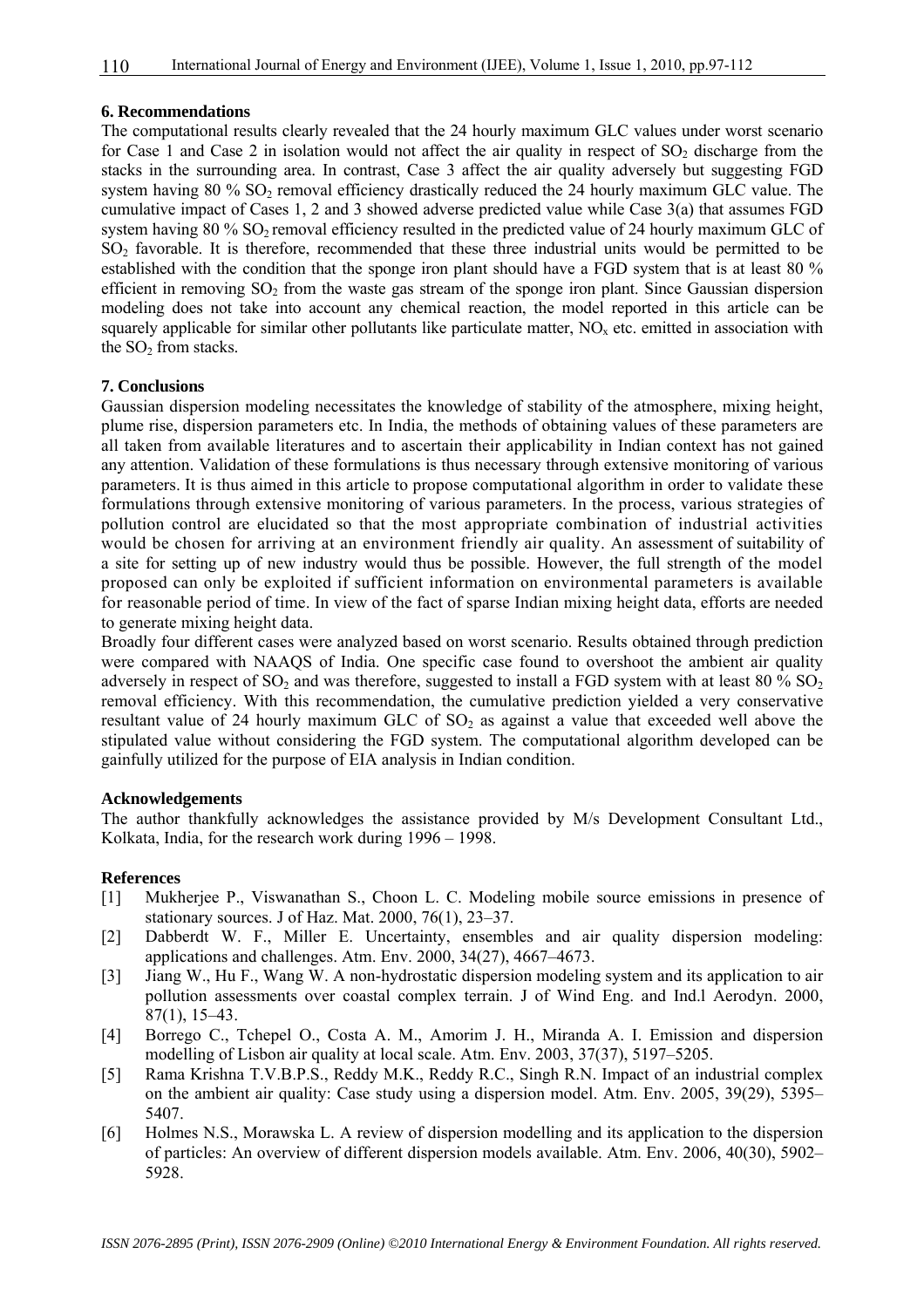## 6. Recommendations

The computational results clearly revealed that the 24 hourly maximum GLC values under worst scenario for Case 1 and Case 2 in isolation would not affect the air quality in respect of $SO_2$ discharge from the stacks in the surrounding area. In contrast, Case 3 affect the air quality adversely but suggesting FGD system having 80 % $SO_2$ removal efficiency drastically reduced the 24 hourly maximum GLC value. The cumulative impact of Cases 1, 2 and 3 showed adverse predicted value while Case 3(a) that assumes FGD system having 80 % $SO_2$ removal efficiency resulted in the predicted value of 24 hourly maximum GLC of $SO_2$ favorable. It is therefore, recommended that these three industrial units would be permitted to be established with the condition that the sponge iron plant should have a FGD system that is at least 80 % efficient in removing $SO_2$ from the waste gas stream of the sponge iron plant. Since Gaussian dispersion modeling does not take into account any chemical reaction, the model reported in this article can be squarely applicable for similar other pollutants like particulate matter, $NO_x$ etc. emitted in association with the $SO_2$ from stacks.

## 7. Conclusions

Gaussian dispersion modeling necessitates the knowledge of stability of the atmosphere, mixing height, plume rise, dispersion parameters etc. In India, the methods of obtaining values of these parameters are all taken from available literatures and to ascertain their applicability in Indian context has not gained any attention. Validation of these formulations is thus necessary through extensive monitoring of various parameters. It is thus aimed in this article to propose computational algorithm in order to validate these formulations through extensive monitoring of various parameters. In the process, various strategies of pollution control are elucidated so that the most appropriate combination of industrial activities would be chosen for arriving at an environment friendly air quality. An assessment of suitability of a site for setting up of new industry would thus be possible. However, the full strength of the model proposed can only be exploited if sufficient information on environmental parameters is available for reasonable period of time. In view of the fact of sparse Indian mixing height data, efforts are needed to generate mixing height data.

Broadly four different cases were analyzed based on worst scenario. Results obtained through prediction were compared with NAAQS of India. One specific case found to overshoot the ambient air quality adversely in respect of $SO_2$ and was therefore, suggested to install a FGD system with at least 80 % $SO_2$ removal efficiency. With this recommendation, the cumulative prediction yielded a very conservative resultant value of 24 hourly maximum GLC of $SO_2$ as against a value that exceeded well above the stipulated value without considering the FGD system. The computational algorithm developed can be gainfully utilized for the purpose of EIA analysis in Indian condition.

## Acknowledgements

The author thankfully acknowledges the assistance provided by M/s Development Consultant Ltd., Kolkata, India, for the research work during 1996 – 1998.

## References

[1] Mukherjee P., Viswanathan S., Choon L. C. Modeling mobile source emissions in presence of stationary sources. J of Haz. Mat. 2000, 76(1), 23–37.

[2] Dabberdt W. F., Miller E. Uncertainty, ensembles and air quality dispersion modeling: applications and challenges. Atm. Env. 2000, 34(27), 4667–4673.

[3] Jiang W., Hu F., Wang W. A non-hydrostatic dispersion modeling system and its application to air pollution assessments over coastal complex terrain. J of Wind Eng. and Ind.l Aerodyn. 2000, 87(1), 15–43.

[4] Borrego C., Tchepel O., Costa A. M., Amorim J. H., Miranda A. I. Emission and dispersion modelling of Lisbon air quality at local scale. Atm. Env. 2003, 37(37), 5197–5205.

[5] Rama Krishna T.V.B.P.S., Reddy M.K., Reddy R.C., Singh R.N. Impact of an industrial complex on the ambient air quality: Case study using a dispersion model. Atm. Env. 2005, 39(29), 5395–5407.

[6] Holmes N.S., Morawska L. A review of dispersion modelling and its application to the dispersion of particles: An overview of different dispersion models available. Atm. Env. 2006, 40(30), 5902–5928.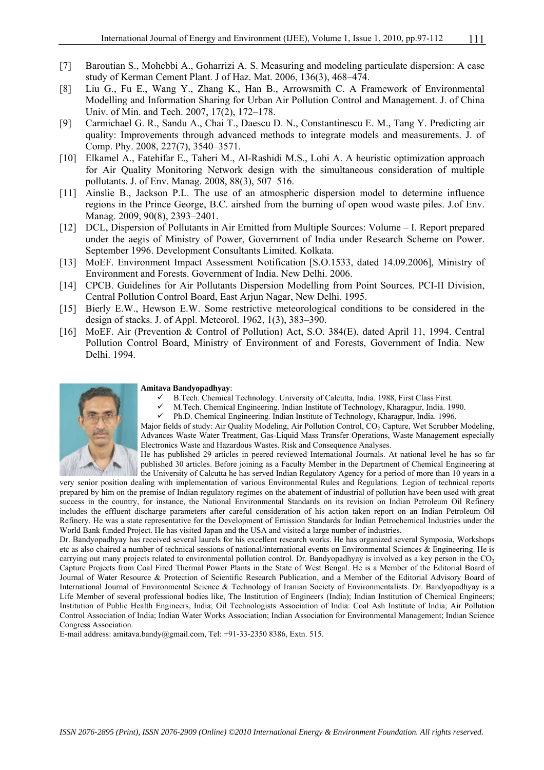[7] Baroutian S., Mohebbi A., Goharrizi A. S. Measuring and modeling particulate dispersion: A case study of Kerman Cement Plant. J of Haz. Mat. 2006, 136(3), 468–474.

[8] Liu G., Fu E., Wang Y., Zhang K., Han B., Arrowsmith C. A Framework of Environmental Modelling and Information Sharing for Urban Air Pollution Control and Management. J. of China Univ. of Min. and Tech. 2007, 17(2), 172–178.

[9] Carmichael G. R., Sandu A., Chai T., Daescu D. N., Constantinescu E. M., Tang Y. Predicting air quality: Improvements through advanced methods to integrate models and measurements. J. of Comp. Phy. 2008, 227(7), 3540–3571.

[10] Elkamel A., Fatehifar E., Taheri M., Al-Rashidi M.S., Lohi A. A heuristic optimization approach for Air Quality Monitoring Network design with the simultaneous consideration of multiple pollutants. J. of Env. Manag. 2008, 88(3), 507–516.

[11] Ainslie B., Jackson P.L. The use of an atmospheric dispersion model to determine influence regions in the Prince George, B.C. airshed from the burning of open wood waste piles. J.of Env. Manag. 2009, 90(8), 2393–2401.

[12] DCL, Dispersion of Pollutants in Air Emitted from Multiple Sources: Volume – I. Report prepared under the aegis of Ministry of Power, Government of India under Research Scheme on Power. September 1996. Development Consultants Limited. Kolkata.

[13] MoEF. Environment Impact Assessment Notification [S.O.1533, dated 14.09.2006], Ministry of Environment and Forests. Government of India. New Delhi. 2006.

[14] CPCB. Guidelines for Air Pollutants Dispersion Modelling from Point Sources. PCI-II Division, Central Pollution Control Board, East Arjun Nagar, New Delhi. 1995.

[15] Bierly E.W., Hewson E.W. Some restrictive meteorological conditions to be considered in the design of stacks. J. of Appl. Meteorol. 1962, 1(3), 383–390.

[16] MoEF. Air (Prevention & Control of Pollution) Act, S.O. 384(E), dated April 11, 1994. Central Pollution Control Board, Ministry of Environment of and Forests, Government of India. New Delhi. 1994.

**Amitava Bandyopadhyay**:

- ✓ B.Tech. Chemical Technology. University of Calcutta, India. 1988, First Class First.
- ✓ M.Tech. Chemical Engineering. Indian Institute of Technology, Kharagpur, India. 1990.
- ✓ Ph.D. Chemical Engineering. Indian Institute of Technology, Kharagpur, India. 1996.

Major fields of study: Air Quality Modeling, Air Pollution Control, $CO_2$ Capture, Wet Scrubber Modeling, Advances Waste Water Treatment, Gas-Liquid Mass Transfer Operations, Waste Management especially Electronics Waste and Hazardous Wastes. Risk and Consequence Analyses.

He has published 29 articles in peered reviewed International Journals. At national level he has so far published 30 articles. Before joining as a Faculty Member in the Department of Chemical Engineering at the University of Calcutta he has served Indian Regulatory Agency for a period of more than 10 years in a very senior position dealing with implementation of various Environmental Rules and Regulations. Legion of technical reports prepared by him on the premise of Indian regulatory regimes on the abatement of industrial of pollution have been used with great success in the country, for instance, the National Environmental Standards on its revision on Indian Petroleum Oil Refinery includes the effluent discharge parameters after careful consideration of his action taken report on an Indian Petroleum Oil Refinery. He was a state representative for the Development of Emission Standards for Indian Petrochemical Industries under the World Bank funded Project. He has visited Japan and the USA and visited a large number of industries.

Dr. Bandyopadhyay has received several laurels for his excellent research works. He has organized several Symposia, Workshops etc as also chaired a number of technical sessions of national/international events on Environmental Sciences & Engineering. He is carrying out many projects related to environmental pollution control. Dr. Bandyopadhyay is involved as a key person in the $CO_2$ Capture Projects from Coal Fired Thermal Power Plants in the State of West Bengal. He is a Member of the Editorial Board of Journal of Water Resource & Protection of Scientific Research Publication, and a Member of the Editorial Advisory Board of International Journal of Environmental Science & Technology of Iranian Society of Environmentalists. Dr. Bandyopadhyay is a Life Member of several professional bodies like, The Institution of Engineers (India); Indian Institution of Chemical Engineers; Institution of Public Health Engineers, India; Oil Technologists Association of India: Coal Ash Institute of India; Air Pollution Control Association of India; Indian Water Works Association; Indian Association for Environmental Management; Indian Science Congress Association.

E-mail address: amitava.bandy@gmail.com, Tel: +91-33-2350 8386, Extn. 515.